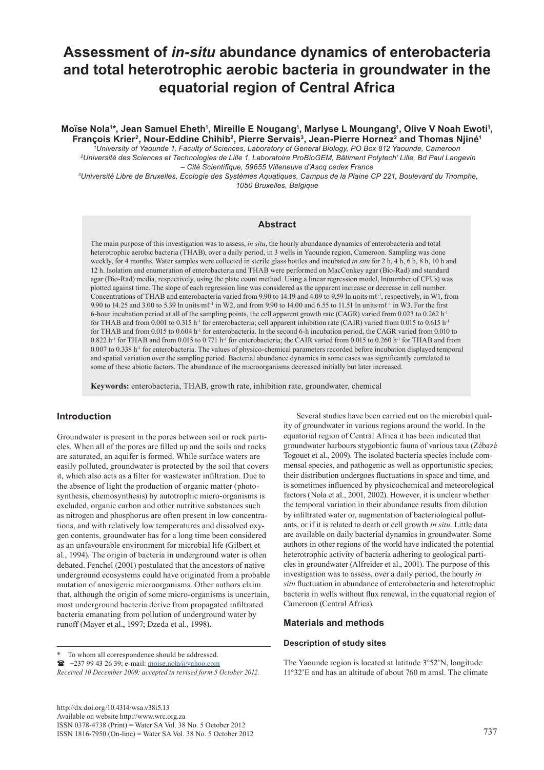# Assessment of *in-situ* abundance dynamics of enterobacteria and total heterotrophic aerobic bacteria in groundwater in the equatorial region of Central Africa

**Moïse Nola[1]\*, Jean Samuel Eheth[1], Mireille E Nougang[1], Marlyse L Moungang[1], Olive V Noah Ewoti[1], François Krier[2], Nour-Eddine Chihib[2], Pierre Servais[3], Jean-Pierre Hornez[2] and Thomas Njiné[1]**

*[1]University of Yaounde 1, Faculty of Sciences, Laboratory of General Biology, PO Box 812 Yaounde, Cameroon*
*[2]Université des Sciences et Technologies de Lille 1, Laboratoire ProBioGEM, Bâtiment Polytech' Lille, Bd Paul Langevin – Cité Scientifique, 59655 Villeneuve d'Ascq cedex France*
*[3]Université Libre de Bruxelles, Ecologie des Systèmes Aquatiques, Campus de la Plaine CP 221, Boulevard du Triomphe, 1050 Bruxelles, Belgique*

## Abstract

The main purpose of this investigation was to assess, *in situ*, the hourly abundance dynamics of enterobacteria and total heterotrophic aerobic bacteria (THAB), over a daily period, in 3 wells in Yaounde region, Cameroon. Sampling was done weekly, for 4 months. Water samples were collected in sterile glass bottles and incubated *in situ* for 2 h, 4 h, 6 h, 8 h, 10 h and 12 h. Isolation and enumeration of enterobacteria and THAB were performed on MacConkey agar (Bio-Rad) and standard agar (Bio-Rad) media, respectively, using the plate count method. Using a linear regression model, ln(number of CFUs) was plotted against time. The slope of each regression line was considered as the apparent increase or decrease in cell number. Concentrations of THAB and enterobacteria varied from 9.90 to 14.19 and 4.09 to 9.59 ln units·mℓ$^{-1}$, respectively, in W1, from 9.90 to 14.25 and 3.00 to 5.39 ln units·mℓ$^{-1}$ in W2, and from 9.90 to 14.00 and 6.55 to 11.51 ln units·mℓ$^{-1}$ in W3. For the first 6-hour incubation period at all of the sampling points, the cell apparent growth rate (CAGR) varied from 0.023 to 0.262 h$^{-1}$ for THAB and from 0.001 to 0.315 h$^{-1}$ for enterobacteria; cell apparent inhibition rate (CAIR) varied from 0.015 to 0.615 h$^{-1}$ for THAB and from 0.015 to 0.604 h$^{-1}$ for enterobacteria. In the second 6-h incubation period, the CAGR varied from 0.010 to 0.822 h$^{-1}$ for THAB and from 0.015 to 0.771 h$^{-1}$ for enterobacteria; the CAIR varied from 0.015 to 0.260 h$^{-1}$ for THAB and from 0.007 to 0.338 h$^{-1}$ for enterobacteria. The values of physico-chemical parameters recorded before incubation displayed temporal and spatial variation over the sampling period. Bacterial abundance dynamics in some cases was significantly correlated to some of these abiotic factors. The abundance of the microorganisms decreased initially but later increased.

**Keywords:** enterobacteria, THAB, growth rate, inhibition rate, groundwater, chemical

## Introduction

Groundwater is present in the pores between soil or rock particles. When all of the pores are filled up and the soils and rocks are saturated, an aquifer is formed. While surface waters are easily polluted, groundwater is protected by the soil that covers it, which also acts as a filter for wastewater infiltration. Due to the absence of light the production of organic matter (photosynthesis, chemosynthesis) by autotrophic micro-organisms is excluded, organic carbon and other nutritive substances such as nitrogen and phosphorus are often present in low concentrations, and with relatively low temperatures and dissolved oxygen contents, groundwater has for a long time been considered as an unfavourable environment for microbial life (Gilbert et al., 1994). The origin of bacteria in underground water is often debated. Fenchel (2001) postulated that the ancestors of native underground ecosystems could have originated from a probable mutation of anoxigenic microorganisms. Other authors claim that, although the origin of some micro-organisms is uncertain, most underground bacteria derive from propagated infiltrated bacteria emanating from pollution of underground water by runoff (Mayer et al., 1997; Dzeda et al., 1998).

Several studies have been carried out on the microbial quality of groundwater in various regions around the world. In the equatorial region of Central Africa it has been indicated that groundwater harbours stygobiontic fauna of various taxa (Zébazé Togouet et al., 2009). The isolated bacteria species include commensal species, and pathogenic as well as opportunistic species; their distribution undergoes fluctuations in space and time, and is sometimes influenced by physicochemical and meteorological factors (Nola et al., 2001, 2002). However, it is unclear whether the temporal variation in their abundance results from dilution by infiltrated water or, augmentation of bacteriological pollutants, or if it is related to death or cell growth *in situ*. Little data are available on daily bacterial dynamics in groundwater. Some authors in other regions of the world have indicated the potential heterotrophic activity of bacteria adhering to geological particles in groundwater (Alfreider et al., 2001). The purpose of this investigation was to assess, over a daily period, the hourly *in situ* fluctuation in abundance of enterobacteria and heterotrophic bacteria in wells without flux renewal, in the equatorial region of Cameroon (Central Africa).

## Materials and methods

### Description of study sites

The Yaounde region is located at latitude 3°52'N, longitude 11°32'E and has an altitude of about 760 m amsl. The climate

---

\* To whom all correspondence should be addressed.
☎ +237 99 43 26 39; e-mail: moise.nola@yahoo.com
*Received 10 December 2009; accepted in revised form 5 October 2012.*

http://dx.doi.org/10.4314/wsa.v38i5.13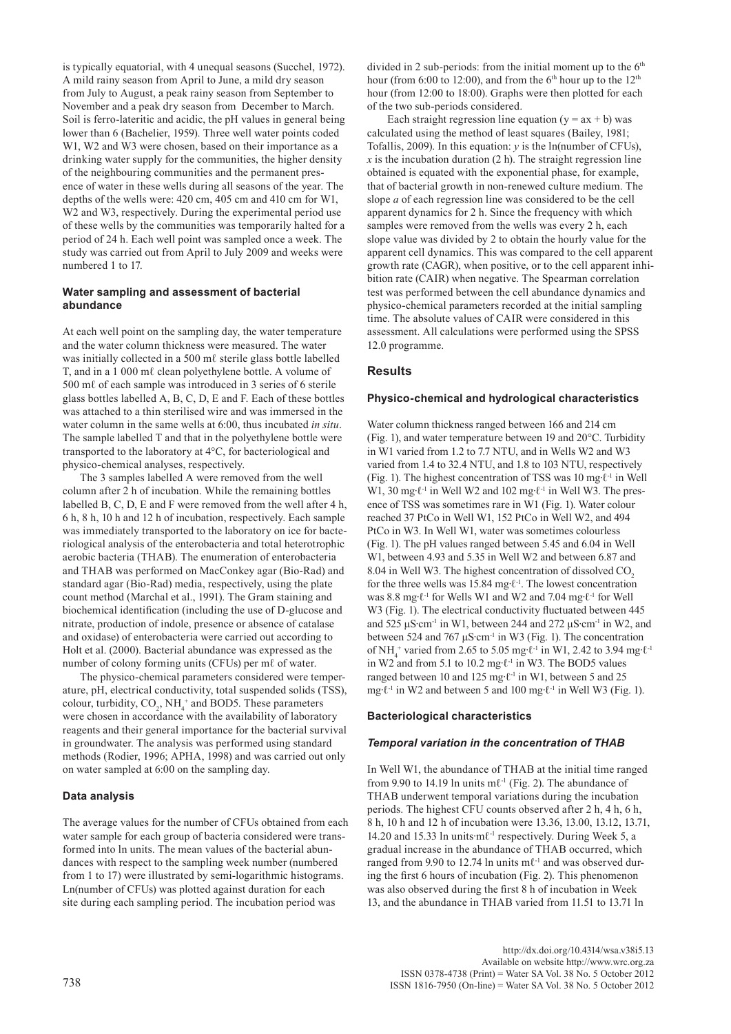is typically equatorial, with 4 unequal seasons (Succhel, 1972). A mild rainy season from April to June, a mild dry season from July to August, a peak rainy season from September to November and a peak dry season from December to March. Soil is ferro-lateritic and acidic, the pH values in general being lower than 6 (Bachelier, 1959). Three well water points coded W1, W2 and W3 were chosen, based on their importance as a drinking water supply for the communities, the higher density of the neighbouring communities and the permanent presence of water in these wells during all seasons of the year. The depths of the wells were: 420 cm, 405 cm and 410 cm for W1, W2 and W3, respectively. During the experimental period use of these wells by the communities was temporarily halted for a period of 24 h. Each well point was sampled once a week. The study was carried out from April to July 2009 and weeks were numbered 1 to 17.

### Water sampling and assessment of bacterial abundance

At each well point on the sampling day, the water temperature and the water column thickness were measured. The water was initially collected in a 500 mℓ sterile glass bottle labelled T, and in a 1 000 mℓ clean polyethylene bottle. A volume of 500 mℓ of each sample was introduced in 3 series of 6 sterile glass bottles labelled A, B, C, D, E and F. Each of these bottles was attached to a thin sterilised wire and was immersed in the water column in the same wells at 6:00, thus incubated *in situ*. The sample labelled T and that in the polyethylene bottle were transported to the laboratory at 4°C, for bacteriological and physico-chemical analyses, respectively.

The 3 samples labelled A were removed from the well column after 2 h of incubation. While the remaining bottles labelled B, C, D, E and F were removed from the well after 4 h, 6 h, 8 h, 10 h and 12 h of incubation, respectively. Each sample was immediately transported to the laboratory on ice for bacteriological analysis of the enterobacteria and total heterotrophic aerobic bacteria (THAB). The enumeration of enterobacteria and THAB was performed on MacConkey agar (Bio-Rad) and standard agar (Bio-Rad) media, respectively, using the plate count method (Marchal et al., 1991). The Gram staining and biochemical identification (including the use of D-glucose and nitrate, production of indole, presence or absence of catalase and oxidase) of enterobacteria were carried out according to Holt et al. (2000). Bacterial abundance was expressed as the number of colony forming units (CFUs) per mℓ of water.

The physico-chemical parameters considered were temperature, pH, electrical conductivity, total suspended solids (TSS), colour, turbidity, $CO_2$, $NH_4^+$ and BOD5. These parameters were chosen in accordance with the availability of laboratory reagents and their general importance for the bacterial survival in groundwater. The analysis was performed using standard methods (Rodier, 1996; APHA, 1998) and was carried out only on water sampled at 6:00 on the sampling day.

### Data analysis

The average values for the number of CFUs obtained from each water sample for each group of bacteria considered were transformed into ln units. The mean values of the bacterial abundances with respect to the sampling week number (numbered from 1 to 17) were illustrated by semi-logarithmic histograms. Ln(number of CFUs) was plotted against duration for each site during each sampling period. The incubation period was divided in 2 sub-periods: from the initial moment up to the 6th hour (from 6:00 to 12:00), and from the 6th hour up to the 12th hour (from 12:00 to 18:00). Graphs were then plotted for each of the two sub-periods considered.

Each straight regression line equation ($y = ax + b$) was calculated using the method of least squares (Bailey, 1981; Tofallis, 2009). In this equation: $y$ is the ln(number of CFUs), $x$ is the incubation duration (2 h). The straight regression line obtained is equated with the exponential phase, for example, that of bacterial growth in non-renewed culture medium. The slope $a$ of each regression line was considered to be the cell apparent dynamics for 2 h. Since the frequency with which samples were removed from the wells was every 2 h, each slope value was divided by 2 to obtain the hourly value for the apparent cell dynamics. This was compared to the cell apparent growth rate (CAGR), when positive, or to the cell apparent inhibition rate (CAIR) when negative. The Spearman correlation test was performed between the cell abundance dynamics and physico-chemical parameters recorded at the initial sampling time. The absolute values of CAIR were considered in this assessment. All calculations were performed using the SPSS 12.0 programme.

## Results

### Physico-chemical and hydrological characteristics

Water column thickness ranged between 166 and 214 cm (Fig. 1), and water temperature between 19 and 20°C. Turbidity in W1 varied from 1.2 to 7.7 NTU, and in Wells W2 and W3 varied from 1.4 to 32.4 NTU, and 1.8 to 103 NTU, respectively (Fig. 1). The highest concentration of TSS was 10 mg·ℓ$^{-1}$ in Well W1, 30 mg·ℓ$^{-1}$ in Well W2 and 102 mg·ℓ$^{-1}$ in Well W3. The presence of TSS was sometimes rare in W1 (Fig. 1). Water colour reached 37 PtCo in Well W1, 152 PtCo in Well W2, and 494 PtCo in W3. In Well W1, water was sometimes colourless (Fig. 1). The pH values ranged between 5.45 and 6.04 in Well W1, between 4.93 and 5.35 in Well W2 and between 6.87 and 8.04 in Well W3. The highest concentration of dissolved $CO_2$ for the three wells was 15.84 mg·ℓ$^{-1}$. The lowest concentration was 8.8 mg·ℓ$^{-1}$ for Wells W1 and W2 and 7.04 mg·ℓ$^{-1}$ for Well W3 (Fig. 1). The electrical conductivity fluctuated between 445 and 525 µS·cm$^{-1}$ in W1, between 244 and 272 µS·cm$^{-1}$ in W2, and between 524 and 767 µS·cm$^{-1}$ in W3 (Fig. 1). The concentration of $NH_4^+$ varied from 2.65 to 5.05 mg·ℓ$^{-1}$ in W1, 2.42 to 3.94 mg·ℓ$^{-1}$ in W2 and from 5.1 to 10.2 mg·ℓ$^{-1}$ in W3. The BOD5 values ranged between 10 and 125 mg·ℓ$^{-1}$ in W1, between 5 and 25 mg·ℓ$^{-1}$ in W2 and between 5 and 100 mg·ℓ$^{-1}$ in Well W3 (Fig. 1).

### Bacteriological characteristics

#### *Temporal variation in the concentration of THAB*

In Well W1, the abundance of THAB at the initial time ranged from 9.90 to 14.19 ln units mℓ$^{-1}$ (Fig. 2). The abundance of THAB underwent temporal variations during the incubation periods. The highest CFU counts observed after 2 h, 4 h, 6 h, 8 h, 10 h and 12 h of incubation were 13.36, 13.00, 13.12, 13.71, 14.20 and 15.33 ln units·mℓ$^{-1}$ respectively. During Week 5, a gradual increase in the abundance of THAB occurred, which ranged from 9.90 to 12.74 ln units mℓ$^{-1}$ and was observed during the first 6 hours of incubation (Fig. 2). This phenomenon was also observed during the first 8 h of incubation in Week 13, and the abundance in THAB varied from 11.51 to 13.71 ln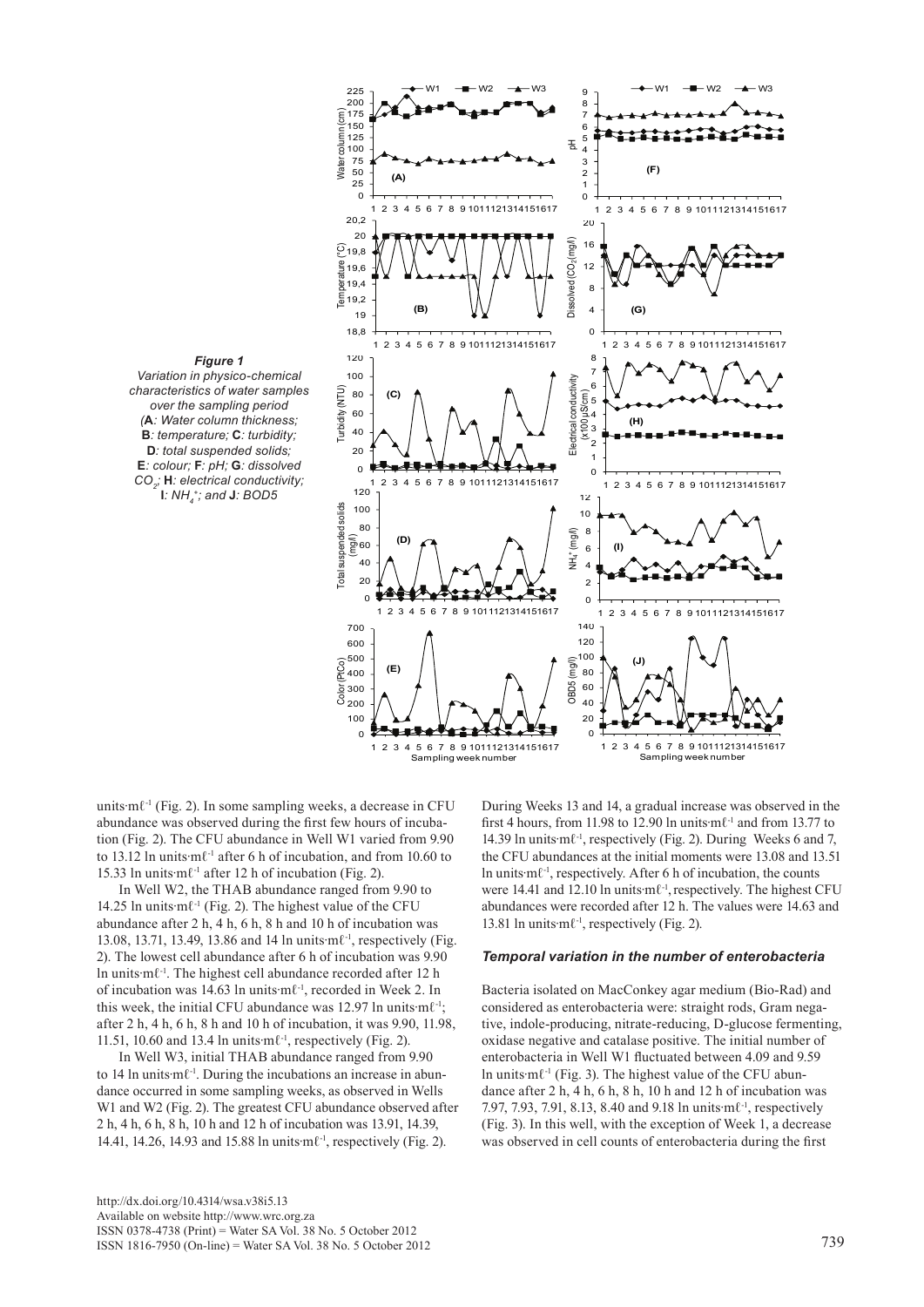*Figure 1*
*Variation in physico-chemical characteristics of water samples over the sampling period (**A**: Water column thickness; **B**: temperature; **C**: turbidity; **D**: total suspended solids; **E**: colour; **F**: pH; **G**: dissolved $CO_2$; **H**: electrical conductivity; **I**: $NH_4^+$; and **J**: BOD5*

units·mℓ$^{-1}$ (Fig. 2). In some sampling weeks, a decrease in CFU abundance was observed during the first few hours of incubation (Fig. 2). The CFU abundance in Well W1 varied from 9.90 to 13.12 ln units·mℓ$^{-1}$ after 6 h of incubation, and from 10.60 to 15.33 ln units·mℓ$^{-1}$ after 12 h of incubation (Fig. 2).

In Well W2, the THAB abundance ranged from 9.90 to 14.25 ln units·mℓ$^{-1}$ (Fig. 2). The highest value of the CFU abundance after 2 h, 4 h, 6 h, 8 h and 10 h of incubation was 13.08, 13.71, 13.49, 13.86 and 14 ln units·mℓ$^{-1}$, respectively (Fig. 2). The lowest cell abundance after 6 h of incubation was 9.90 ln units·mℓ$^{-1}$. The highest cell abundance recorded after 12 h of incubation was 14.63 ln units·mℓ$^{-1}$, recorded in Week 2. In this week, the initial CFU abundance was 12.97 ln units·mℓ$^{-1}$; after 2 h, 4 h, 6 h, 8 h and 10 h of incubation, it was 9.90, 11.98, 11.51, 10.60 and 13.4 ln units·mℓ$^{-1}$, respectively (Fig. 2).

In Well W3, initial THAB abundance ranged from 9.90 to 14 ln units·mℓ$^{-1}$. During the incubations an increase in abundance occurred in some sampling weeks, as observed in Wells W1 and W2 (Fig. 2). The greatest CFU abundance observed after 2 h, 4 h, 6 h, 8 h, 10 h and 12 h of incubation was 13.91, 14.39, 14.41, 14.26, 14.93 and 15.88 ln units·mℓ$^{-1}$, respectively (Fig. 2).

During Weeks 13 and 14, a gradual increase was observed in the first 4 hours, from 11.98 to 12.90 ln units·mℓ$^{-1}$ and from 13.77 to 14.39 ln units·mℓ$^{-1}$, respectively (Fig. 2). During Weeks 6 and 7, the CFU abundances at the initial moments were 13.08 and 13.51 ln units·mℓ$^{-1}$, respectively. After 6 h of incubation, the counts were 14.41 and 12.10 ln units·mℓ$^{-1}$, respectively. The highest CFU abundances were recorded after 12 h. The values were 14.63 and 13.81 ln units·mℓ$^{-1}$, respectively (Fig. 2).

### *Temporal variation in the number of enterobacteria*

Bacteria isolated on MacConkey agar medium (Bio-Rad) and considered as enterobacteria were: straight rods, Gram negative, indole-producing, nitrate-reducing, D-glucose fermenting, oxidase negative and catalase positive. The initial number of enterobacteria in Well W1 fluctuated between 4.09 and 9.59 ln units·mℓ$^{-1}$ (Fig. 3). The highest value of the CFU abundance after 2 h, 4 h, 6 h, 8 h, 10 h and 12 h of incubation was 7.97, 7.93, 7.91, 8.13, 8.40 and 9.18 ln units·mℓ$^{-1}$, respectively (Fig. 3). In this well, with the exception of Week 1, a decrease was observed in cell counts of enterobacteria during the first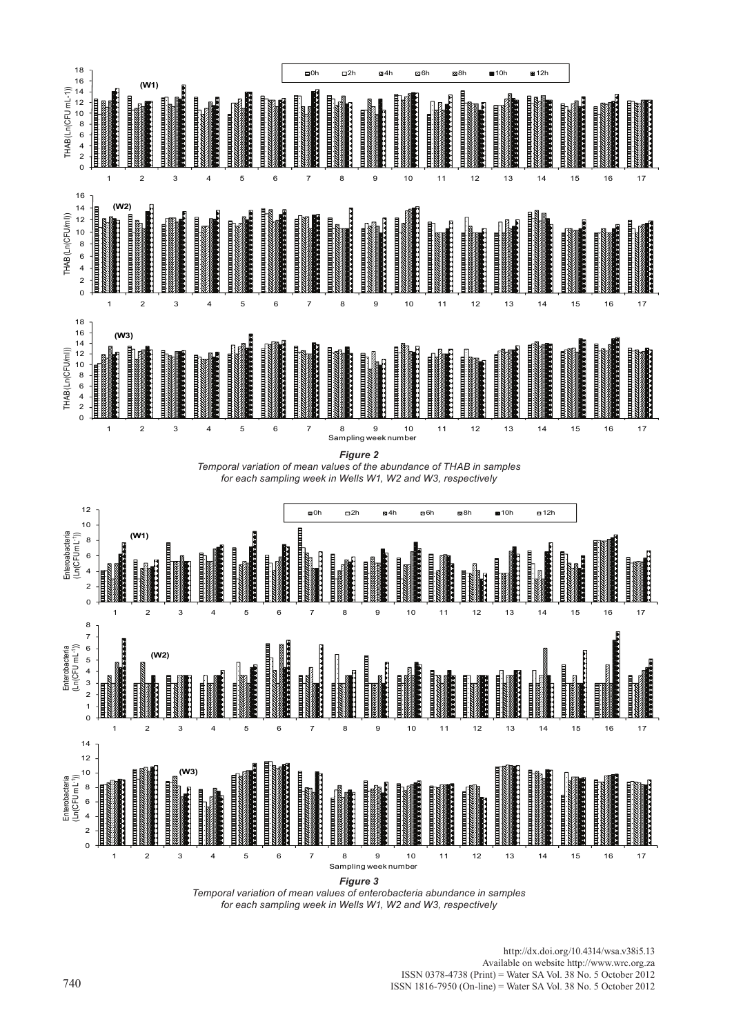***Figure 2***

*Temporal variation of mean values of the abundance of THAB in samples for each sampling week in Wells W1, W2 and W3, respectively*

***Figure 3***

*Temporal variation of mean values of enterobacteria abundance in samples for each sampling week in Wells W1, W2 and W3, respectively*

http://dx.doi.org/10.4314/wsa.v38i5.13
Available on website http://www.wrc.org.za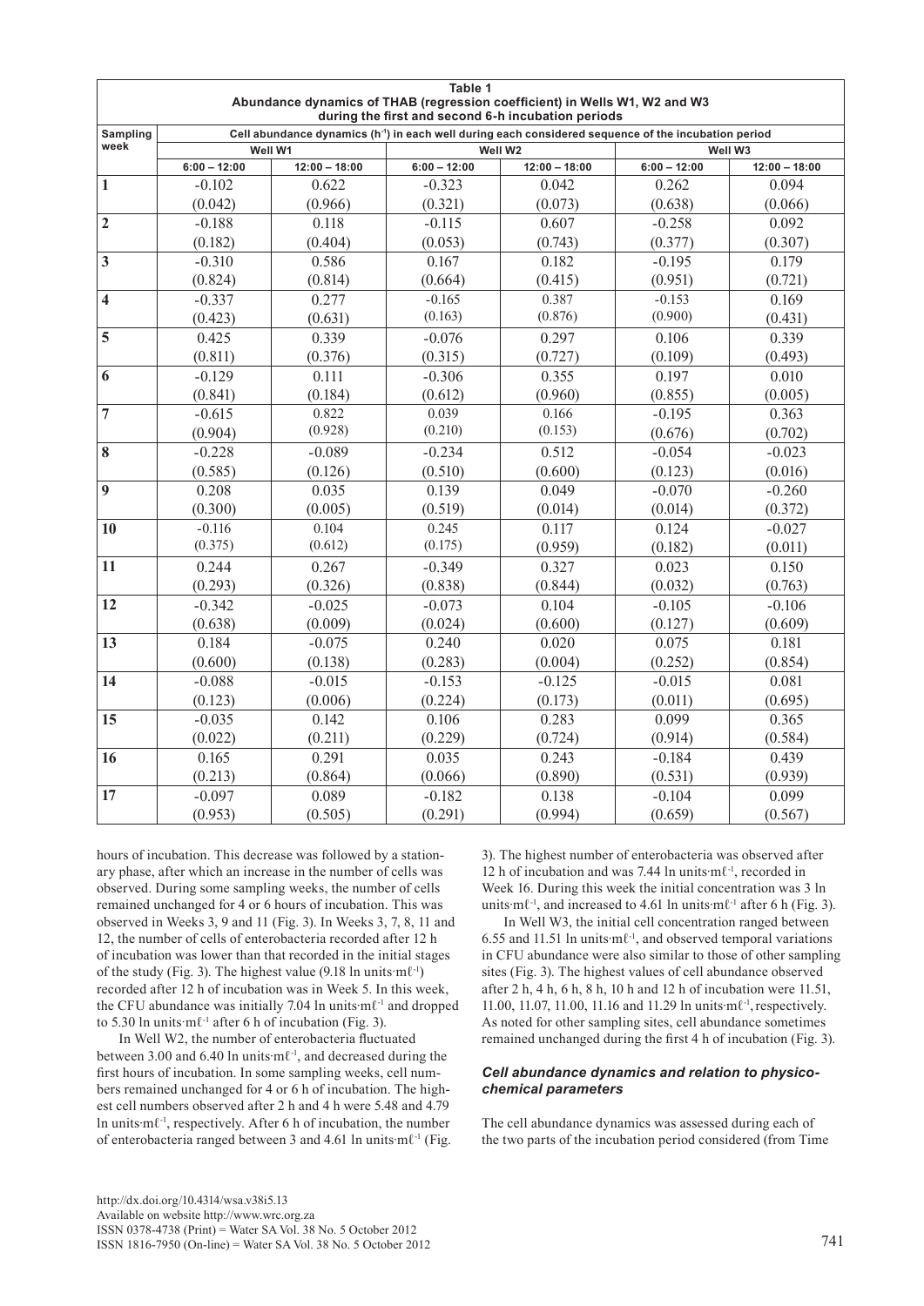**Table 1**
**Abundance dynamics of THAB (regression coefficient) in Wells W1, W2 and W3 during the first and second 6-h incubation periods**

| Sampling week | Cell abundance dynamics ($h^{-1}$) in each well during each considered sequence of the incubation period | | | | | |
|---|---|---|---|---|---|---|
| | Well W1 | | Well W2 | | Well W3 | |
| | 6:00 – 12:00 | 12:00 – 18:00 | 6:00 – 12:00 | 12:00 – 18:00 | 6:00 – 12:00 | 12:00 – 18:00 |
| **1** | -0.102 (0.042) | 0.622 (0.966) | -0.323 (0.321) | 0.042 (0.073) | 0.262 (0.638) | 0.094 (0.066) |
| **2** | -0.188 (0.182) | 0.118 (0.404) | -0.115 (0.053) | 0.607 (0.743) | -0.258 (0.377) | 0.092 (0.307) |
| **3** | -0.310 (0.824) | 0.586 (0.814) | 0.167 (0.664) | 0.182 (0.415) | -0.195 (0.951) | 0.179 (0.721) |
| **4** | -0.337 (0.423) | 0.277 (0.631) | -0.165 (0.163) | 0.387 (0.876) | -0.153 (0.900) | 0.169 (0.431) |
| **5** | 0.425 (0.811) | 0.339 (0.376) | -0.076 (0.315) | 0.297 (0.727) | 0.106 (0.109) | 0.339 (0.493) |
| **6** | -0.129 (0.841) | 0.111 (0.184) | -0.306 (0.612) | 0.355 (0.960) | 0.197 (0.855) | 0.010 (0.005) |
| **7** | -0.615 (0.904) | 0.822 (0.928) | 0.039 (0.210) | 0.166 (0.153) | -0.195 (0.676) | 0.363 (0.702) |
| **8** | -0.228 (0.585) | -0.089 (0.126) | -0.234 (0.510) | 0.512 (0.600) | -0.054 (0.123) | -0.023 (0.016) |
| **9** | 0.208 (0.300) | 0.035 (0.005) | 0.139 (0.519) | 0.049 (0.014) | -0.070 (0.014) | -0.260 (0.372) |
| **10** | -0.116 (0.375) | 0.104 (0.612) | 0.245 (0.175) | 0.117 (0.959) | 0.124 (0.182) | -0.027 (0.011) |
| **11** | 0.244 (0.293) | 0.267 (0.326) | -0.349 (0.838) | 0.327 (0.844) | 0.023 (0.032) | 0.150 (0.763) |
| **12** | -0.342 (0.638) | -0.025 (0.009) | -0.073 (0.024) | 0.104 (0.600) | -0.105 (0.127) | -0.106 (0.609) |
| **13** | 0.184 (0.600) | -0.075 (0.138) | 0.240 (0.283) | 0.020 (0.004) | 0.075 (0.252) | 0.181 (0.854) |
| **14** | -0.088 (0.123) | -0.015 (0.006) | -0.153 (0.224) | -0.125 (0.173) | -0.015 (0.011) | 0.081 (0.695) |
| **15** | -0.035 (0.022) | 0.142 (0.211) | 0.106 (0.229) | 0.283 (0.724) | 0.099 (0.914) | 0.365 (0.584) |
| **16** | 0.165 (0.213) | 0.291 (0.864) | 0.035 (0.066) | 0.243 (0.890) | -0.184 (0.531) | 0.439 (0.939) |
| **17** | -0.097 (0.953) | 0.089 (0.505) | -0.182 (0.291) | 0.138 (0.994) | -0.104 (0.659) | 0.099 (0.567) |

hours of incubation. This decrease was followed by a stationary phase, after which an increase in the number of cells was observed. During some sampling weeks, the number of cells remained unchanged for 4 or 6 hours of incubation. This was observed in Weeks 3, 9 and 11 (Fig. 3). In Weeks 3, 7, 8, 11 and 12, the number of cells of enterobacteria recorded after 12 h of incubation was lower than that recorded in the initial stages of the study (Fig. 3). The highest value (9.18 ln units·m$\ell^{-1}$) recorded after 12 h of incubation was in Week 5. In this week, the CFU abundance was initially 7.04 ln units·m$\ell^{-1}$ and dropped to 5.30 ln units·m$\ell^{-1}$ after 6 h of incubation (Fig. 3).

In Well W2, the number of enterobacteria fluctuated between 3.00 and 6.40 ln units·m$\ell^{-1}$, and decreased during the first hours of incubation. In some sampling weeks, cell numbers remained unchanged for 4 or 6 h of incubation. The highest cell numbers observed after 2 h and 4 h were 5.48 and 4.79 ln units·m$\ell^{-1}$, respectively. After 6 h of incubation, the number of enterobacteria ranged between 3 and 4.61 ln units·m$\ell^{-1}$ (Fig. 3). The highest number of enterobacteria was observed after 12 h of incubation and was 7.44 ln units·m$\ell^{-1}$, recorded in Week 16. During this week the initial concentration was 3 ln units·m$\ell^{-1}$, and increased to 4.61 ln units·m$\ell^{-1}$ after 6 h (Fig. 3).

In Well W3, the initial cell concentration ranged between 6.55 and 11.51 ln units·m$\ell^{-1}$, and observed temporal variations in CFU abundance were also similar to those of other sampling sites (Fig. 3). The highest values of cell abundance observed after 2 h, 4 h, 6 h, 8 h, 10 h and 12 h of incubation were 11.51, 11.00, 11.07, 11.00, 11.16 and 11.29 ln units·m$\ell^{-1}$, respectively. As noted for other sampling sites, cell abundance sometimes remained unchanged during the first 4 h of incubation (Fig. 3).

### *Cell abundance dynamics and relation to physico-chemical parameters*

The cell abundance dynamics was assessed during each of the two parts of the incubation period considered (from Time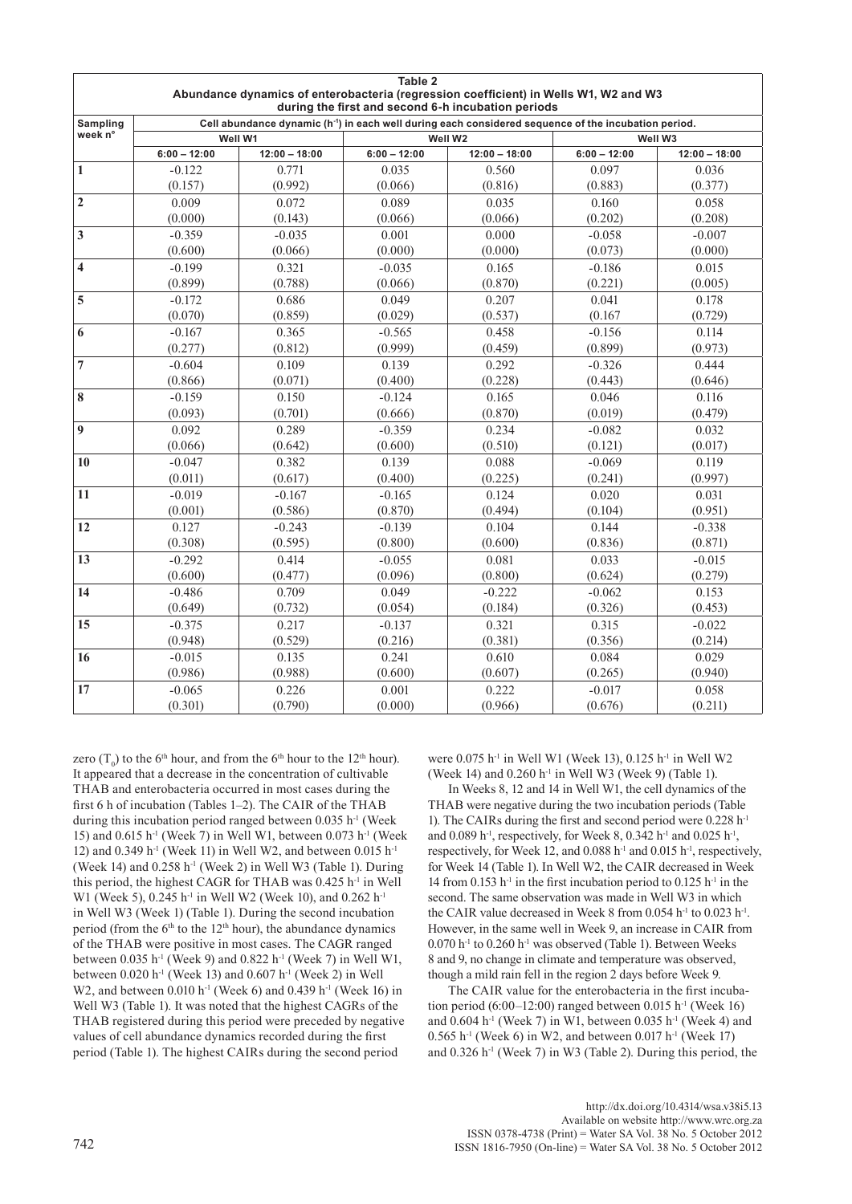**Table 2**
**Abundance dynamics of enterobacteria (regression coefficient) in Wells W1, W2 and W3 during the first and second 6-h incubation periods**

| Sampling week n° | Cell abundance dynamic ($h^{-1}$) in each well during each considered sequence of the incubation period. | | | | | |
|---|---|---|---|---|---|---|
| | Well W1 | | Well W2 | | Well W3 | |
| | 6:00 – 12:00 | 12:00 – 18:00 | 6:00 – 12:00 | 12:00 – 18:00 | 6:00 – 12:00 | 12:00 – 18:00 |
| **1** | -0.122 (0.157) | 0.771 (0.992) | 0.035 (0.066) | 0.560 (0.816) | 0.097 (0.883) | 0.036 (0.377) |
| **2** | 0.009 (0.000) | 0.072 (0.143) | 0.089 (0.066) | 0.035 (0.066) | 0.160 (0.202) | 0.058 (0.208) |
| **3** | -0.359 (0.600) | -0.035 (0.066) | 0.001 (0.000) | 0.000 (0.000) | -0.058 (0.073) | -0.007 (0.000) |
| **4** | -0.199 (0.899) | 0.321 (0.788) | -0.035 (0.066) | 0.165 (0.870) | -0.186 (0.221) | 0.015 (0.005) |
| **5** | -0.172 (0.070) | 0.686 (0.859) | 0.049 (0.029) | 0.207 (0.537) | 0.041 (0.167 | 0.178 (0.729) |
| **6** | -0.167 (0.277) | 0.365 (0.812) | -0.565 (0.999) | 0.458 (0.459) | -0.156 (0.899) | 0.114 (0.973) |
| **7** | -0.604 (0.866) | 0.109 (0.071) | 0.139 (0.400) | 0.292 (0.228) | -0.326 (0.443) | 0.444 (0.646) |
| **8** | -0.159 (0.093) | 0.150 (0.701) | -0.124 (0.666) | 0.165 (0.870) | 0.046 (0.019) | 0.116 (0.479) |
| **9** | 0.092 (0.066) | 0.289 (0.642) | -0.359 (0.600) | 0.234 (0.510) | -0.082 (0.121) | 0.032 (0.017) |
| **10** | -0.047 (0.011) | 0.382 (0.617) | 0.139 (0.400) | 0.088 (0.225) | -0.069 (0.241) | 0.119 (0.997) |
| **11** | -0.019 (0.001) | -0.167 (0.586) | -0.165 (0.870) | 0.124 (0.494) | 0.020 (0.104) | 0.031 (0.951) |
| **12** | 0.127 (0.308) | -0.243 (0.595) | -0.139 (0.800) | 0.104 (0.600) | 0.144 (0.836) | -0.338 (0.871) |
| **13** | -0.292 (0.600) | 0.414 (0.477) | -0.055 (0.096) | 0.081 (0.800) | 0.033 (0.624) | -0.015 (0.279) |
| **14** | -0.486 (0.649) | 0.709 (0.732) | 0.049 (0.054) | -0.222 (0.184) | -0.062 (0.326) | 0.153 (0.453) |
| **15** | -0.375 (0.948) | 0.217 (0.529) | -0.137 (0.216) | 0.321 (0.381) | 0.315 (0.356) | -0.022 (0.214) |
| **16** | -0.015 (0.986) | 0.135 (0.988) | 0.241 (0.600) | 0.610 (0.607) | 0.084 (0.265) | 0.029 (0.940) |
| **17** | -0.065 (0.301) | 0.226 (0.790) | 0.001 (0.000) | 0.222 (0.966) | -0.017 (0.676) | 0.058 (0.211) |

zero ($T_0$) to the 6th hour, and from the 6th hour to the 12th hour). It appeared that a decrease in the concentration of cultivable THAB and enterobacteria occurred in most cases during the first 6 h of incubation (Tables 1–2). The CAIR of the THAB during this incubation period ranged between 0.035 $h^{-1}$ (Week 15) and 0.615 $h^{-1}$ (Week 7) in Well W1, between 0.073 $h^{-1}$ (Week 12) and 0.349 $h^{-1}$ (Week 11) in Well W2, and between 0.015 $h^{-1}$ (Week 14) and 0.258 $h^{-1}$ (Week 2) in Well W3 (Table 1). During this period, the highest CAGR for THAB was 0.425 $h^{-1}$ in Well W1 (Week 5), 0.245 $h^{-1}$ in Well W2 (Week 10), and 0.262 $h^{-1}$ in Well W3 (Week 1) (Table 1). During the second incubation period (from the 6th to the 12th hour), the abundance dynamics of the THAB were positive in most cases. The CAGR ranged between 0.035 $h^{-1}$ (Week 9) and 0.822 $h^{-1}$ (Week 7) in Well W1, between 0.020 $h^{-1}$ (Week 13) and 0.607 $h^{-1}$ (Week 2) in Well W2, and between 0.010 $h^{-1}$ (Week 6) and 0.439 $h^{-1}$ (Week 16) in Well W3 (Table 1). It was noted that the highest CAGRs of the THAB registered during this period were preceded by negative values of cell abundance dynamics recorded during the first period (Table 1). The highest CAIRs during the second period were 0.075 $h^{-1}$ in Well W1 (Week 13), 0.125 $h^{-1}$ in Well W2 (Week 14) and 0.260 $h^{-1}$ in Well W3 (Week 9) (Table 1).

In Weeks 8, 12 and 14 in Well W1, the cell dynamics of the THAB were negative during the two incubation periods (Table 1). The CAIRs during the first and second period were 0.228 $h^{-1}$ and 0.089 $h^{-1}$, respectively, for Week 8, 0.342 $h^{-1}$ and 0.025 $h^{-1}$, respectively, for Week 12, and 0.088 $h^{-1}$ and 0.015 $h^{-1}$, respectively, for Week 14 (Table 1). In Well W2, the CAIR decreased in Week 14 from 0.153 $h^{-1}$ in the first incubation period to 0.125 $h^{-1}$ in the second. The same observation was made in Well W3 in which the CAIR value decreased in Week 8 from 0.054 $h^{-1}$ to 0.023 $h^{-1}$. However, in the same well in Week 9, an increase in CAIR from 0.070 $h^{-1}$ to 0.260 $h^{-1}$ was observed (Table 1). Between Weeks 8 and 9, no change in climate and temperature was observed, though a mild rain fell in the region 2 days before Week 9.

The CAIR value for the enterobacteria in the first incubation period (6:00–12:00) ranged between 0.015 $h^{-1}$ (Week 16) and 0.604 $h^{-1}$ (Week 7) in W1, between 0.035 $h^{-1}$ (Week 4) and 0.565 $h^{-1}$ (Week 6) in W2, and between 0.017 $h^{-1}$ (Week 17) and 0.326 $h^{-1}$ (Week 7) in W3 (Table 2). During this period, the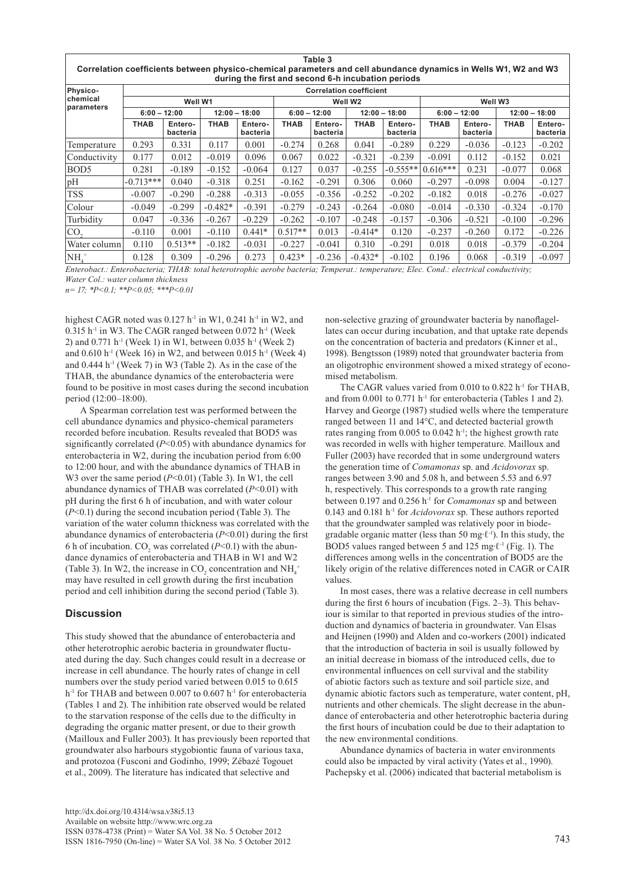**Table 3**
**Correlation coefficients between physico-chemical parameters and cell abundance dynamics in Wells W1, W2 and W3 during the first and second 6-h incubation periods**

| Physico-chemical parameters | Correlation coefficient | | | | | | | | | | | |
|---|---|---|---|---|---|---|---|---|---|---|---|---|
| | Well W1 | | | | Well W2 | | | | Well W3 | | | |
| | 6:00 – 12:00 | | 12:00 – 18:00 | | 6:00 – 12:00 | | 12:00 – 18:00 | | 6:00 – 12:00 | | 12:00 – 18:00 | |
| | THAB | Entero-bacteria | THAB | Entero-bacteria | THAB | Entero-bacteria | THAB | Entero-bacteria | THAB | Entero-bacteria | THAB | Entero-bacteria |
| Temperature | 0.293 | 0.331 | 0.117 | 0.001 | -0.274 | 0.268 | 0.041 | -0.289 | 0.229 | -0.036 | -0.123 | -0.202 |
| Conductivity | 0.177 | 0.012 | -0.019 | 0.096 | 0.067 | 0.022 | -0.321 | -0.239 | -0.091 | 0.112 | -0.152 | 0.021 |
| BOD5 | 0.281 | -0.189 | -0.152 | -0.064 | 0.127 | 0.037 | -0.255 | -0.555** | 0.616*** | 0.231 | -0.077 | 0.068 |
| pH | -0.713*** | 0.040 | -0.318 | 0.251 | -0.162 | -0.291 | 0.306 | 0.060 | -0.297 | -0.098 | 0.004 | -0.127 |
| TSS | -0.007 | -0.290 | -0.288 | -0.313 | -0.055 | -0.356 | -0.252 | -0.202 | -0.182 | 0.018 | -0.276 | -0.027 |
| Colour | -0.049 | -0.299 | -0.482* | -0.391 | -0.279 | -0.243 | -0.264 | -0.080 | -0.014 | -0.330 | -0.324 | -0.170 |
| Turbidity | 0.047 | -0.336 | -0.267 | -0.229 | -0.262 | -0.107 | -0.248 | -0.157 | -0.306 | -0.521 | -0.100 | -0.296 |
| $CO_2$ | -0.110 | 0.001 | -0.110 | 0.441* | 0.517** | 0.013 | -0.414* | 0.120 | -0.237 | -0.260 | 0.172 | -0.226 |
| Water column | 0.110 | 0.513** | -0.182 | -0.031 | -0.227 | -0.041 | 0.310 | -0.291 | 0.018 | 0.018 | -0.379 | -0.204 |
| $NH_4^+$ | 0.128 | 0.309 | -0.296 | 0.273 | 0.423* | -0.236 | -0.432* | -0.102 | 0.196 | 0.068 | -0.319 | -0.097 |

*Enterobact.: Enterobacteria; THAB: total heterotrophic aerobe bacteria; Temperat.: temperature; Elec. Cond.: electrical conductivity; Water Col.: water column thickness*
*n= 17; *P<0.1; **P<0.05; ***P<0.01*

highest CAGR noted was 0.127 $h^{-1}$ in W1, 0.241 $h^{-1}$ in W2, and 0.315 $h^{-1}$ in W3. The CAGR ranged between 0.072 $h^{-1}$ (Week 2) and 0.771 $h^{-1}$ (Week 1) in W1, between 0.035 $h^{-1}$ (Week 2) and 0.610 $h^{-1}$ (Week 16) in W2, and between 0.015 $h^{-1}$ (Week 4) and 0.444 $h^{-1}$ (Week 7) in W3 (Table 2). As in the case of the THAB, the abundance dynamics of the enterobacteria were found to be positive in most cases during the second incubation period (12:00–18:00).

A Spearman correlation test was performed between the cell abundance dynamics and physico-chemical parameters recorded before incubation. Results revealed that BOD5 was significantly correlated ($P<0.05$) with abundance dynamics for enterobacteria in W2, during the incubation period from 6:00 to 12:00 hour, and with the abundance dynamics of THAB in W3 over the same period ($P<0.01$) (Table 3). In W1, the cell abundance dynamics of THAB was correlated ($P<0.01$) with pH during the first 6 h of incubation, and with water colour ($P<0.1$) during the second incubation period (Table 3). The variation of the water column thickness was correlated with the abundance dynamics of enterobacteria ($P<0.01$) during the first 6 h of incubation. $CO_2$ was correlated ($P<0.1$) with the abundance dynamics of enterobacteria and THAB in W1 and W2 (Table 3). In W2, the increase in $CO_2$ concentration and $NH_4^+$ may have resulted in cell growth during the first incubation period and cell inhibition during the second period (Table 3).

## Discussion

This study showed that the abundance of enterobacteria and other heterotrophic aerobic bacteria in groundwater fluctuated during the day. Such changes could result in a decrease or increase in cell abundance. The hourly rates of change in cell numbers over the study period varied between 0.015 to 0.615 $h^{-1}$ for THAB and between 0.007 to 0.607 $h^{-1}$ for enterobacteria (Tables 1 and 2). The inhibition rate observed would be related to the starvation response of the cells due to the difficulty in degrading the organic matter present, or due to their growth (Mailloux and Fuller 2003). It has previously been reported that groundwater also harbours stygobiontic fauna of various taxa, and protozoa (Fusconi and Godinho, 1999; Zébazé Togouet et al., 2009). The literature has indicated that selective and non-selective grazing of groundwater bacteria by nanoflagellates can occur during incubation, and that uptake rate depends on the concentration of bacteria and predators (Kinner et al., 1998). Bengtsson (1989) noted that groundwater bacteria from an oligotrophic environment showed a mixed strategy of economised metabolism.

The CAGR values varied from 0.010 to 0.822 $h^{-1}$ for THAB, and from 0.001 to 0.771 $h^{-1}$ for enterobacteria (Tables 1 and 2). Harvey and George (1987) studied wells where the temperature ranged between 11 and 14°C, and detected bacterial growth rates ranging from 0.005 to 0.042 $h^{-1}$; the highest growth rate was recorded in wells with higher temperature. Mailloux and Fuller (2003) have recorded that in some underground waters the generation time of *Comamonas* sp. and *Acidovorax* sp. ranges between 3.90 and 5.08 h, and between 5.53 and 6.97 h, respectively. This corresponds to a growth rate ranging between 0.197 and 0.256 $h^{-1}$ for *Comamonas* sp and between 0.143 and 0.181 $h^{-1}$ for *Acidovorax* sp. These authors reported that the groundwater sampled was relatively poor in biodegradable organic matter (less than 50 mg·ℓ$^{-1}$). In this study, the BOD5 values ranged between 5 and 125 mg·ℓ$^{-1}$ (Fig. 1). The differences among wells in the concentration of BOD5 are the likely origin of the relative differences noted in CAGR or CAIR values.

In most cases, there was a relative decrease in cell numbers during the first 6 hours of incubation (Figs. 2–3). This behaviour is similar to that reported in previous studies of the introduction and dynamics of bacteria in groundwater. Van Elsas and Heijnen (1990) and Alden and co-workers (2001) indicated that the introduction of bacteria in soil is usually followed by an initial decrease in biomass of the introduced cells, due to environmental influences on cell survival and the stability of abiotic factors such as texture and soil particle size, and dynamic abiotic factors such as temperature, water content, pH, nutrients and other chemicals. The slight decrease in the abundance of enterobacteria and other heterotrophic bacteria during the first hours of incubation could be due to their adaptation to the new environmental conditions.

Abundance dynamics of bacteria in water environments could also be impacted by viral activity (Yates et al., 1990). Pachepsky et al. (2006) indicated that bacterial metabolism is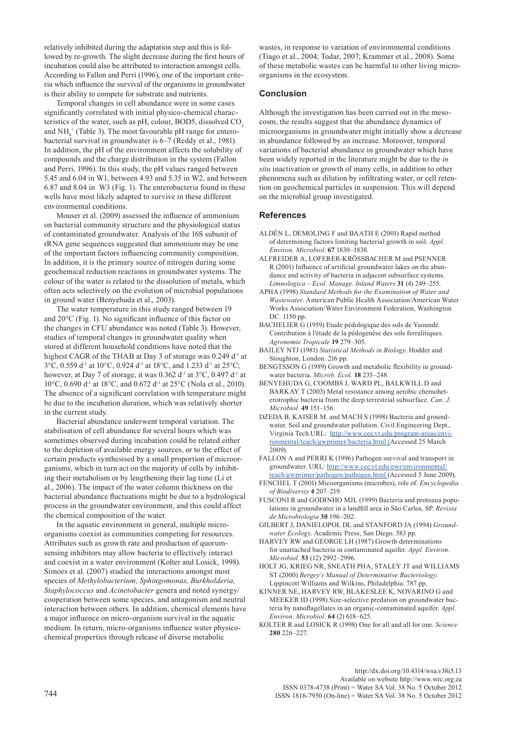relatively inhibited during the adaptation step and this is followed by re-growth. The slight decrease during the first hours of incubation could also be attributed to interaction amongst cells. According to Fallon and Perri (1996), one of the important criteria which influence the survival of the organisms in groundwater is their ability to compete for substrate and nutrients.

Temporal changes in cell abundance were in some cases significantly correlated with initial physico-chemical characteristics of the water, such as pH, colour, BOD5, dissolved $CO_2$ and $NH_4^+$ (Table 3). The most favourable pH range for enterobacterial survival in groundwater is 6–7 (Reddy et al., 1981). In addition, the pH of the environment affects the solubility of compounds and the charge distribution in the system (Fallon and Perri, 1996). In this study, the pH values ranged between 5.45 and 6.04 in W1, between 4.93 and 5.35 in W2, and between 6.87 and 8.04 in W3 (Fig. 1). The enterobacteria found in these wells have most likely adapted to survive in these different environmental conditions.

Mouser et al. (2009) assessed the influence of ammonium on bacterial community structure and the physiological status of contaminated groundwater. Analysis of the 16S subunit of rRNA gene sequences suggested that ammonium may be one of the important factors influencing community composition. In addition, it is the primary source of nitrogen during some geochemical reduction reactions in groundwater systems. The colour of the water is related to the dissolution of metals, which often acts selectively on the evolution of microbial populations in ground water (Benyehuda et al., 2003).

The water temperature in this study ranged between 19 and 20°C (Fig. 1). No significant influence of this factor on the changes in CFU abundance was noted (Table 3). However, studies of temporal changes in groundwater quality when stored at different household conditions have noted that the highest CAGR of the THAB at Day 3 of storage was 0.249 $d^{-1}$ at 3°C, 0.559 $d^{-1}$ at 10°C, 0.924 $d^{-1}$ at 18°C, and 1.233 $d^{-1}$ at 25°C; however, at Day 7 of storage, it was 0.362 $d^{-1}$ at 3°C, 0.497 $d^{-1}$ at 10°C, 0.690 $d^{-1}$ at 18°C, and 0.672 $d^{-1}$ at 25°C (Nola et al., 2010). The absence of a significant correlation with temperature might be due to the incubation duration, which was relatively shorter in the current study.

Bacterial abundance underwent temporal variation. The stabilisation of cell abundance for several hours which was sometimes observed during incubation could be related either to the depletion of available energy sources, or to the effect of certain products synthesised by a small proportion of microorganisms, which in turn act on the majority of cells by inhibiting their metabolism or by lengthening their lag time (Li et al., 2006). The impact of the water column thickness on the bacterial abundance fluctuations might be due to a hydrological process in the groundwater environment, and this could affect the chemical composition of the water.

In the aquatic environment in general, multiple microorganisms coexist as communities competing for resources. Attributes such as growth rate and production of quorum-sensing inhibitors may allow bacteria to effectively interact and coexist in a water environment (Kolter and Losick, 1998). Simoes et al. (2007) studied the interactions amongst most species of *Methylobacterium, Sphingomonas, Burkholderia, Staphylococcus* and *Acinetobacter* genera and noted synergy/cooperation between some species, and antagonism and neutral interaction between others. In addition, chemical elements have a major influence on micro-organism survival in the aquatic medium. In return, micro-organisms influence water physico-chemical properties through release of diverse metabolic wastes, in response to variation of environmental conditions (Tiago et al., 2004; Todar, 2007; Krammer et al., 2008). Some of these metabolic wastes can be harmful to other living micro-organisms in the ecosystem.

## Conclusion

Although the investigation has been carried out in the mesocosm, the results suggest that the abundance dynamics of microorganisms in groundwater might initially show a decrease in abundance followed by an increase. Moreover, temporal variations of bacterial abundance in groundwater which have been widely reported in the literature might be due to the *in situ* inactivation or growth of many cells, in addition to other phenomena such as dilution by infiltrating water, or cell retention on geochemical particles in suspension. This will depend on the microbial group investigated.

## References

ALDÉN L, DEMOLING F and BAATH E (2001) Rapid method of determining factors limiting bacterial growth in soil. *Appl. Environ. Microbiol.* **67** 1830–1838.

ALFREIDER A, LOFERER-KRÖSSBACHER M and PSENNER R (2001) Influence of artificial groundwater lakes on the abundance and activity of bacteria in adjacent subsurface systems. *Limnologica – Ecol. Manage. Inland Waters* **31** (4) 249–255.

APHA (1998) *Standard Methods for the Examination of Water and Wastewater.* American Public Health Association/American Water Works Association/Water Environment Federation, Washington DC. 1150 pp.

BACHELIER G (1959) Etude pédologique des sols de Yaoundé. Contribution à l'étude de la pédogenèse des sols ferralitiques. *Agronomie Tropicale* **19** 279–305.

BAILEY NTJ (1981) *Statistical Methods in Biology.* Hodder and Stoughton, London. 216 pp.

BENGTSSON G (1989) Growth and metabolic flexibility in groundwater bacteria. *Microb. Ecol.* **18** 235–248.

BENYEHUDA G, COOMBS J, WARD PL, BALKWILL D and BARKAY T (2003) Metal resistance among aerobic chemoheterotrophic bacteria from the deep terrestrial subsurface. *Can. J. Microbiol.* **49** 151–156.

DZEDA B, KAISER M. and MACH S (1998) Bacteria and groundwater. Soil and groundwater pollution. Civil Engineering Dept., Virginia Tech.URL: http://www.cee.vt.edu/program-areas/environmental/teach/gwprimer/bacteria.html (Accessed 25 March 2009).

FALLON A and PERRI K (1996) Pathogen survival and transport in groundwater. URL: http://www.cee.vt.edu/ewr/environmental/teach/gwprimer/pathogen/pathogen.html (Accessed 5 June 2009).

FENCHEL T (2001) Micoorganisms (microbes), role of. *Encyclopedia of Biodiversiy* **4** 207–219.

FUSCONI R and GODINHO MJL (1999) Bacteria and protozoa populations in groundwater in a landfill area in São Carlos, SP. *Revista de Microbiologia* **30** 196–202.

GILBERT J, DANIELOPOL DL and STANFORD JA (1994) *Groundwater Ecology.* Academic Press, San Diego. 583 pp.

HARVEY RW and GEORGE LH (1987) Growth determinations for unattached bacteria in contaminated aquifer. *Appl. Environ. Microbiol.* **53** (12) 2992–2996.

HOLT JG, KRIEG NR, SNEATH PHA, STALEY JT and WILLIAMS ST (2000) *Bergey's Manual of Determinative Bacteriology.* Lippincott Williams and Wilkins, Philadelphia. 787 pp.

KINNER NE, HARVEY RW, BLAKESLEE K, NOVARINO G and MEEKER ID (1998) Size-selective predation on groundwater bacteria by nanoflagellates in an organic-contaminated aquifer. *Appl. Environ. Microbiol.* **64** (2) 618–625.

KOLTER R and LOSICK R (1998) One for all and all for one. *Science* **280** 226–227.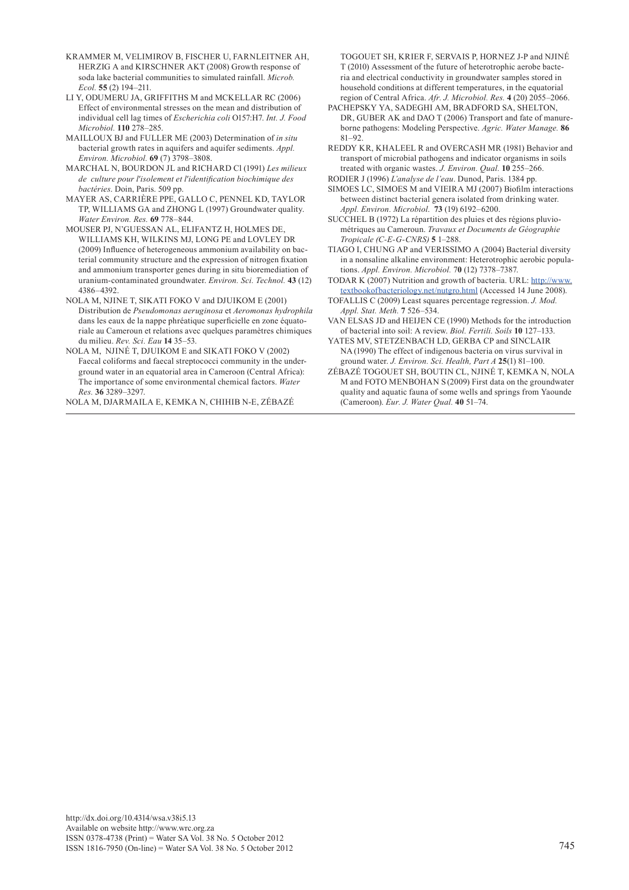KRAMMER M, VELIMIROV B, FISCHER U, FARNLEITNER AH, HERZIG A and KIRSCHNER AKT (2008) Growth response of soda lake bacterial communities to simulated rainfall. *Microb. Ecol.* **55** (2) 194–211.

LI Y, ODUMERU JA, GRIFFITHS M and MCKELLAR RC (2006) Effect of environmental stresses on the mean and distribution of individual cell lag times of *Escherichia coli* O157:H7. *Int. J. Food Microbiol.* **110** 278–285.

MAILLOUX BJ and FULLER ME (2003) Determination of *in situ* bacterial growth rates in aquifers and aquifer sediments. *Appl. Environ. Microbiol.* **69** (7) 3798–3808.

MARCHAL N, BOURDON JL and RICHARD Cl (1991) *Les milieux de culture pour l'isolement et l'identification biochimique des bactéries*. Doin, Paris. 509 pp.

MAYER AS, CARRIÈRE PPE, GALLO C, PENNEL KD, TAYLOR TP, WILLIAMS GA and ZHONG L (1997) Groundwater quality. *Water Environ. Res.* **69** 778–844.

MOUSER PJ, N'GUESSAN AL, ELIFANTZ H, HOLMES DE, WILLIAMS KH, WILKINS MJ, LONG PE and LOVLEY DR (2009) Influence of heterogeneous ammonium availability on bacterial community structure and the expression of nitrogen fixation and ammonium transporter genes during in situ bioremediation of uranium-contaminated groundwater. *Environ. Sci. Technol.* **43** (12) 4386–4392.

NOLA M, NJINE T, SIKATI FOKO V and DJUIKOM E (2001) Distribution de *Pseudomonas aeruginosa* et *Aeromonas hydrophila* dans les eaux de la nappe phréatique superficielle en zone équatoriale au Cameroun et relations avec quelques paramètres chimiques du milieu. *Rev. Sci. Eau* **14** 35–53.

NOLA M, NJINÉ T, DJUIKOM E and SIKATI FOKO V (2002) Faecal coliforms and faecal streptococci community in the underground water in an equatorial area in Cameroon (Central Africa): The importance of some environmental chemical factors. *Water Res.* **36** 3289–3297.

NOLA M, DJARMAILA E, KEMKA N, CHIHIB N-E, ZÉBAZÉ TOGOUET SH, KRIER F, SERVAIS P, HORNEZ J-P and NJINÉ T (2010) Assessment of the future of heterotrophic aerobe bacteria and electrical conductivity in groundwater samples stored in household conditions at different temperatures, in the equatorial region of Central Africa. *Afr. J. Microbiol. Res.* **4** (20) 2055–2066.

PACHEPSKY YA, SADEGHI AM, BRADFORD SA, SHELTON, DR, GUBER AK and DAO T (2006) Transport and fate of manure-borne pathogens: Modeling Perspective. *Agric. Water Manage.* **86** 81–92.

REDDY KR, KHALEEL R and OVERCASH MR (1981) Behavior and transport of microbial pathogens and indicator organisms in soils treated with organic wastes. *J. Environ. Qual.* **10** 255–266.

RODIER J (1996) *L'analyse de l'eau*. Dunod, Paris. 1384 pp.

SIMOES LC, SIMOES M and VIEIRA MJ (2007) Biofilm interactions between distinct bacterial genera isolated from drinking water. *Appl. Environ. Microbiol.* **73** (19) 6192–6200.

SUCCHEL B (1972) La répartition des pluies et des régions pluviométriques au Cameroun. *Travaux et Documents de Géographie Tropicale (C-E-G-CNRS)* **5** 1–288.

TIAGO I, CHUNG AP and VERISSIMO A (2004) Bacterial diversity in a nonsaline alkaline environment: Heterotrophic aerobic populations. *Appl. Environ. Microbiol.* 7**0** (12) 7378–7387.

TODAR K (2007) Nutrition and growth of bacteria. URL: http://www.textbookofbacteriology.net/nutgro.html (Accessed 14 June 2008).

TOFALLIS C (2009) Least squares percentage regression. *J. Mod. Appl. Stat. Meth.* **7** 526–534.

VAN ELSAS JD and HEIJEN CE (1990) Methods for the introduction of bacterial into soil: A review. *Biol. Fertili. Soils* **10** 127–133.

YATES MV, STETZENBACH LD, GERBA CP and SINCLAIR NA (1990) The effect of indigenous bacteria on virus survival in ground water. *J. Environ. Sci. Health, Part A* **25**(1) 81–100.

ZÉBAZÉ TOGOUET SH, BOUTIN CL, NJINÉ T, KEMKA N, NOLA M and FOTO MENBOHAN S (2009) First data on the groundwater quality and aquatic fauna of some wells and springs from Yaounde (Cameroon). *Eur. J. Water Qual.* **40** 51–74.